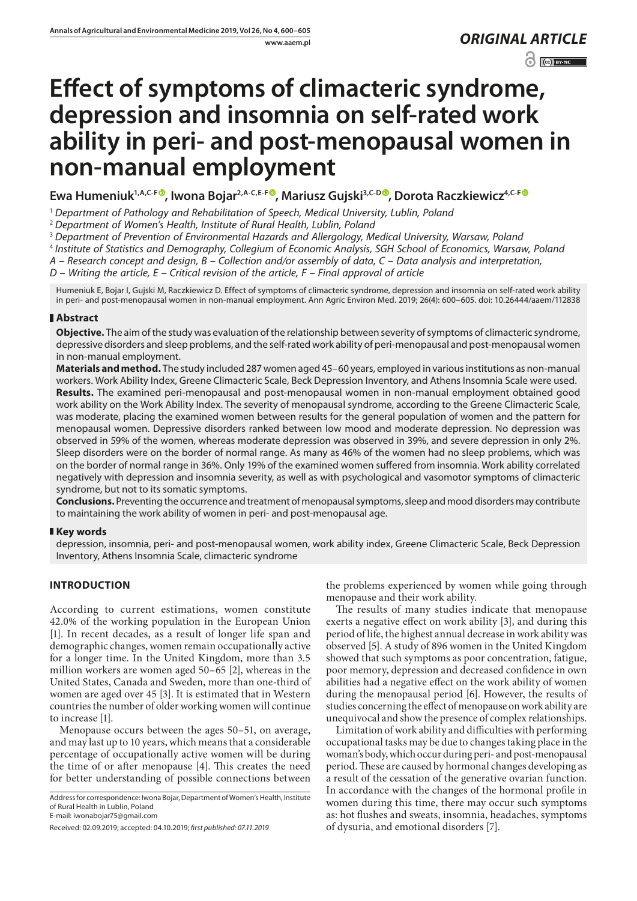*ORIGINAL ARTICLE*

# Effect of symptoms of climacteric syndrome, depression and insomnia on self-rated work ability in peri- and post-menopausal women in non-manual employment

**Ewa Humeniuk[1,A,C-F], Iwona Bojar[2,A-C,E-F], Mariusz Gujski[3,C-D], Dorota Raczkiewicz[4,C-F]**

[1] *Department of Pathology and Rehabilitation of Speech, Medical University, Lublin, Poland*
[2] *Department of Women's Health, Institute of Rural Health, Lublin, Poland*
[3] *Department of Prevention of Environmental Hazards and Allergology, Medical University, Warsaw, Poland*
[4] *Institute of Statistics and Demography, Collegium of Economic Analysis, SGH School of Economics, Warsaw, Poland*
*A – Research concept and design, B – Collection and/or assembly of data, C – Data analysis and interpretation, D – Writing the article, E – Critical revision of the article, F – Final approval of article*

Humeniuk E, Bojar I, Gujski M, Raczkiewicz D. Effect of symptoms of climacteric syndrome, depression and insomnia on self-rated work ability in peri- and post-menopausal women in non-manual employment. Ann Agric Environ Med. 2019; 26(4): 600–605. doi: 10.26444/aaem/112838

## Abstract

**Objective.** The aim of the study was evaluation of the relationship between severity of symptoms of climacteric syndrome, depressive disorders and sleep problems, and the self-rated work ability of peri-menopausal and post-menopausal women in non-manual employment.

**Materials and method.** The study included 287 women aged 45–60 years, employed in various institutions as non-manual workers. Work Ability Index, Greene Climacteric Scale, Beck Depression Inventory, and Athens Insomnia Scale were used.

**Results.** The examined peri-menopausal and post-menopausal women in non-manual employment obtained good work ability on the Work Ability Index. The severity of menopausal syndrome, according to the Greene Climacteric Scale, was moderate, placing the examined women between results for the general population of women and the pattern for menopausal women. Depressive disorders ranked between low mood and moderate depression. No depression was observed in 59% of the women, whereas moderate depression was observed in 39%, and severe depression in only 2%. Sleep disorders were on the border of normal range. As many as 46% of the women had no sleep problems, which was on the border of normal range in 36%. Only 19% of the examined women suffered from insomnia. Work ability correlated negatively with depression and insomnia severity, as well as with psychological and vasomotor symptoms of climacteric syndrome, but not to its somatic symptoms.

**Conclusions.** Preventing the occurrence and treatment of menopausal symptoms, sleep and mood disorders may contribute to maintaining the work ability of women in peri- and post-menopausal age.

## Key words

depression, insomnia, peri- and post-menopausal women, work ability index, Greene Climacteric Scale, Beck Depression Inventory, Athens Insomnia Scale, climacteric syndrome

## INTRODUCTION

According to current estimations, women constitute 42.0% of the working population in the European Union [1]. In recent decades, as a result of longer life span and demographic changes, women remain occupationally active for a longer time. In the United Kingdom, more than 3.5 million workers are women aged 50–65 [2], whereas in the United States, Canada and Sweden, more than one-third of women are aged over 45 [3]. It is estimated that in Western countries the number of older working women will continue to increase [1].

Menopause occurs between the ages 50–51, on average, and may last up to 10 years, which means that a considerable percentage of occupationally active women will be during the time of or after menopause [4]. This creates the need for better understanding of possible connections between the problems experienced by women while going through menopause and their work ability.

The results of many studies indicate that menopause exerts a negative effect on work ability [3], and during this period of life, the highest annual decrease in work ability was observed [5]. A study of 896 women in the United Kingdom showed that such symptoms as poor concentration, fatigue, poor memory, depression and decreased confidence in own abilities had a negative effect on the work ability of women during the menopausal period [6]. However, the results of studies concerning the effect of menopause on work ability are unequivocal and show the presence of complex relationships.

Limitation of work ability and difficulties with performing occupational tasks may be due to changes taking place in the woman's body, which occur during peri- and post-menopausal period. These are caused by hormonal changes developing as a result of the cessation of the generative ovarian function. In accordance with the changes of the hormonal profile in women during this time, there may occur such symptoms as: hot flushes and sweats, insomnia, headaches, symptoms of dysuria, and emotional disorders [7].

Address for correspondence: Iwona Bojar, Department of Women's Health, Institute of Rural Health in Lublin, Poland
E-mail: iwonabojar75@gmail.com

Received: 02.09.2019; accepted: 04.10.2019; *first published: 07.11.2019*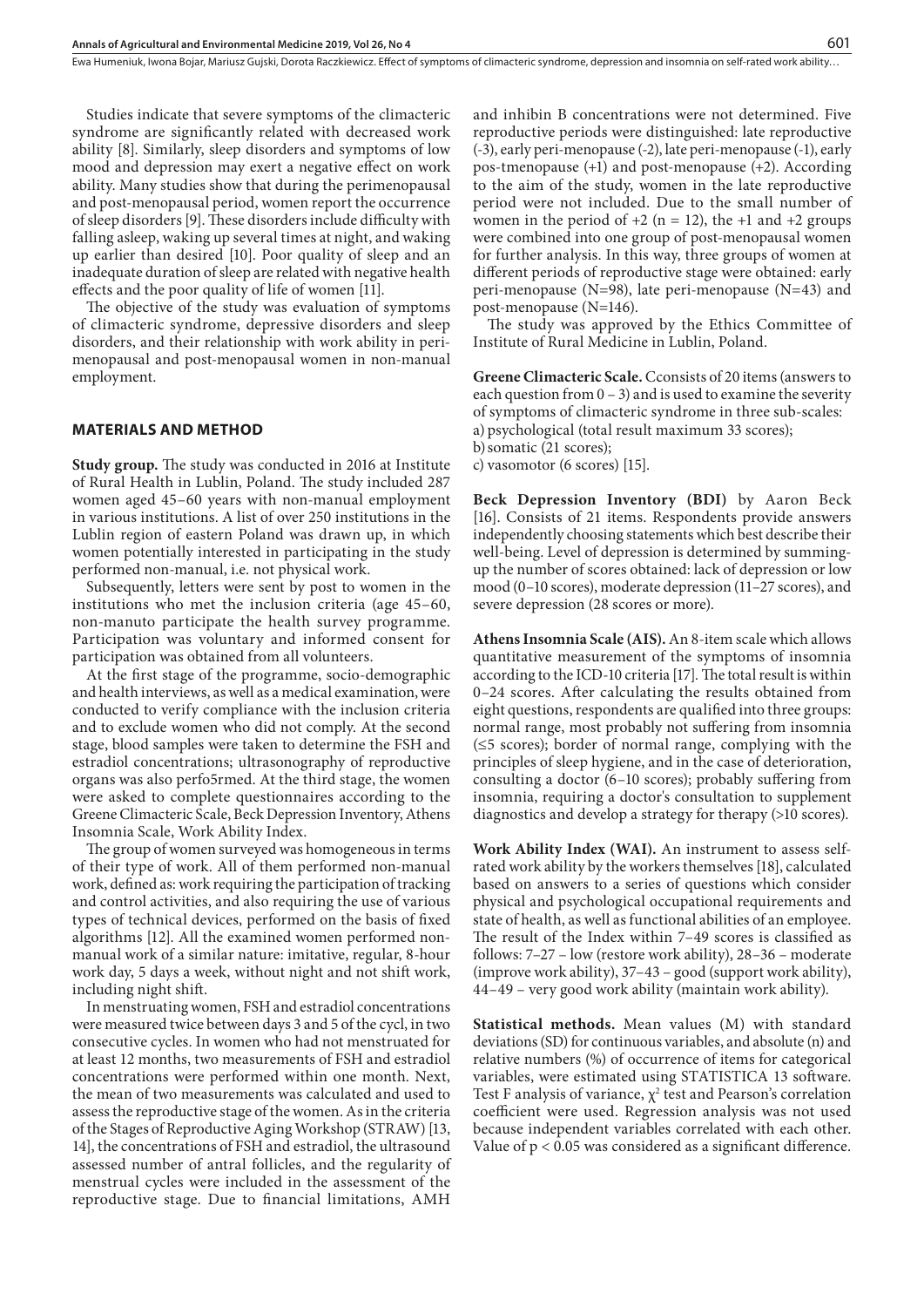Studies indicate that severe symptoms of the climacteric syndrome are significantly related with decreased work ability [8]. Similarly, sleep disorders and symptoms of low mood and depression may exert a negative effect on work ability. Many studies show that during the perimenopausal and post-menopausal period, women report the occurrence of sleep disorders [9]. These disorders include difficulty with falling asleep, waking up several times at night, and waking up earlier than desired [10]. Poor quality of sleep and an inadequate duration of sleep are related with negative health effects and the poor quality of life of women [11].

The objective of the study was evaluation of symptoms of climacteric syndrome, depressive disorders and sleep disorders, and their relationship with work ability in peri-menopausal and post-menopausal women in non-manual employment.

## MATERIALS AND METHOD

**Study group.** The study was conducted in 2016 at Institute of Rural Health in Lublin, Poland. The study included 287 women aged 45–60 years with non-manual employment in various institutions. A list of over 250 institutions in the Lublin region of eastern Poland was drawn up, in which women potentially interested in participating in the study performed non-manual, i.e. not physical work.

Subsequently, letters were sent by post to women in the institutions who met the inclusion criteria (age 45–60, non-manuto participate the health survey programme. Participation was voluntary and informed consent for participation was obtained from all volunteers.

At the first stage of the programme, socio-demographic and health interviews, as well as a medical examination, were conducted to verify compliance with the inclusion criteria and to exclude women who did not comply. At the second stage, blood samples were taken to determine the FSH and estradiol concentrations; ultrasonography of reproductive organs was also perfo5rmed. At the third stage, the women were asked to complete questionnaires according to the Greene Climacteric Scale, Beck Depression Inventory, Athens Insomnia Scale, Work Ability Index.

The group of women surveyed was homogeneous in terms of their type of work. All of them performed non-manual work, defined as: work requiring the participation of tracking and control activities, and also requiring the use of various types of technical devices, performed on the basis of fixed algorithms [12]. All the examined women performed non-manual work of a similar nature: imitative, regular, 8-hour work day, 5 days a week, without night and not shift work, including night shift.

In menstruating women, FSH and estradiol concentrations were measured twice between days 3 and 5 of the cycl, in two consecutive cycles. In women who had not menstruated for at least 12 months, two measurements of FSH and estradiol concentrations were performed within one month. Next, the mean of two measurements was calculated and used to assess the reproductive stage of the women. As in the criteria of the Stages of Reproductive Aging Workshop (STRAW) [13, 14], the concentrations of FSH and estradiol, the ultrasound assessed number of antral follicles, and the regularity of menstrual cycles were included in the assessment of the reproductive stage. Due to financial limitations, AMH and inhibin B concentrations were not determined. Five reproductive periods were distinguished: late reproductive (-3), early peri-menopause (-2), late peri-menopause (-1), early pos-tmenopause (+1) and post-menopause (+2). According to the aim of the study, women in the late reproductive period were not included. Due to the small number of women in the period of +2 (n = 12), the +1 and +2 groups were combined into one group of post-menopausal women for further analysis. In this way, three groups of women at different periods of reproductive stage were obtained: early peri-menopause (N=98), late peri-menopause (N=43) and post-menopause (N=146).

The study was approved by the Ethics Committee of Institute of Rural Medicine in Lublin, Poland.

**Greene Climacteric Scale.** Cconsists of 20 items (answers to each question from 0 – 3) and is used to examine the severity of symptoms of climacteric syndrome in three sub-scales:
a) psychological (total result maximum 33 scores);
b) somatic (21 scores);
c) vasomotor (6 scores) [15].

**Beck Depression Inventory (BDI)** by Aaron Beck [16]. Consists of 21 items. Respondents provide answers independently choosing statements which best describe their well-being. Level of depression is determined by summing-up the number of scores obtained: lack of depression or low mood (0–10 scores), moderate depression (11–27 scores), and severe depression (28 scores or more).

**Athens Insomnia Scale (AIS).** An 8-item scale which allows quantitative measurement of the symptoms of insomnia according to the ICD-10 criteria [17]. The total result is within 0–24 scores. After calculating the results obtained from eight questions, respondents are qualified into three groups: normal range, most probably not suffering from insomnia (≤5 scores); border of normal range, complying with the principles of sleep hygiene, and in the case of deterioration, consulting a doctor (6–10 scores); probably suffering from insomnia, requiring a doctor's consultation to supplement diagnostics and develop a strategy for therapy (>10 scores).

**Work Ability Index (WAI).** An instrument to assess self-rated work ability by the workers themselves [18], calculated based on answers to a series of questions which consider physical and psychological occupational requirements and state of health, as well as functional abilities of an employee. The result of the Index within 7–49 scores is classified as follows: 7–27 – low (restore work ability), 28–36 – moderate (improve work ability), 37–43 – good (support work ability), 44–49 – very good work ability (maintain work ability).

**Statistical methods.** Mean values (M) with standard deviations (SD) for continuous variables, and absolute (n) and relative numbers (%) of occurrence of items for categorical variables, were estimated using STATISTICA 13 software. Test F analysis of variance, $\chi^2$ test and Pearson's correlation coefficient were used. Regression analysis was not used because independent variables correlated with each other. Value of $p < 0.05$ was considered as a significant difference.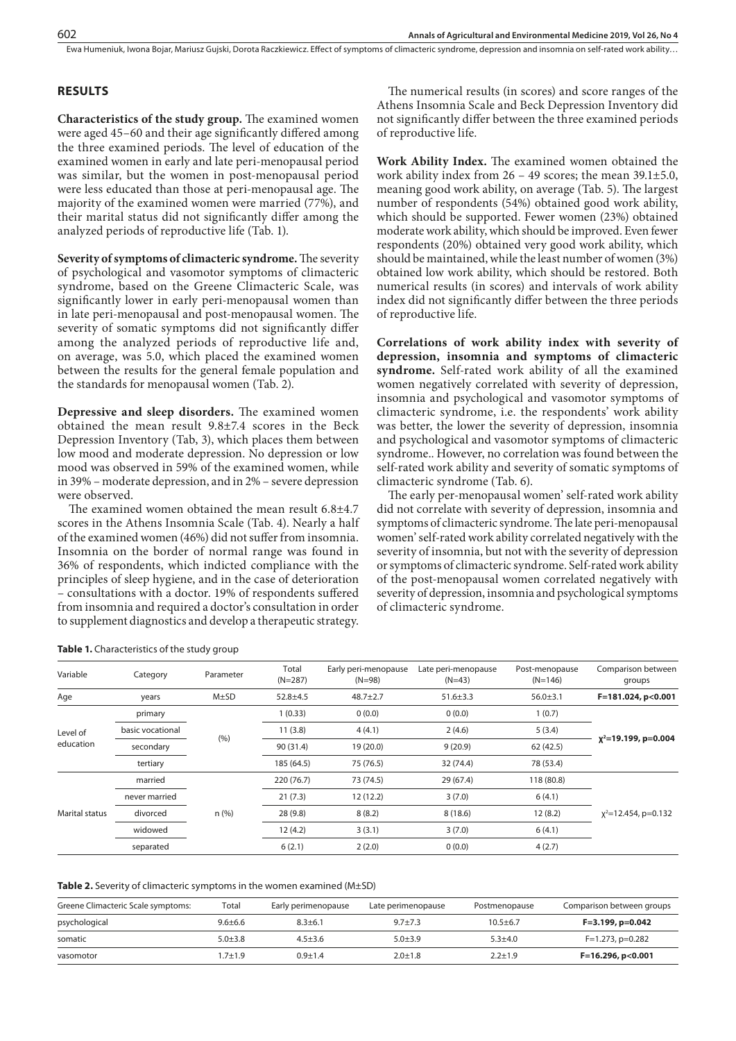## RESULTS

**Characteristics of the study group.** The examined women were aged 45–60 and their age significantly differed among the three examined periods. The level of education of the examined women in early and late peri-menopausal period was similar, but the women in post-menopausal period were less educated than those at peri-menopausal age. The majority of the examined women were married (77%), and their marital status did not significantly differ among the analyzed periods of reproductive life (Tab. 1).

**Severity of symptoms of climacteric syndrome.** The severity of psychological and vasomotor symptoms of climacteric syndrome, based on the Greene Climacteric Scale, was significantly lower in early peri-menopausal women than in late peri-menopausal and post-menopausal women. The severity of somatic symptoms did not significantly differ among the analyzed periods of reproductive life and, on average, was 5.0, which placed the examined women between the results for the general female population and the standards for menopausal women (Tab. 2).

**Depressive and sleep disorders.** The examined women obtained the mean result 9.8±7.4 scores in the Beck Depression Inventory (Tab, 3), which places them between low mood and moderate depression. No depression or low mood was observed in 59% of the examined women, while in 39% – moderate depression, and in 2% – severe depression were observed.

The examined women obtained the mean result 6.8±4.7 scores in the Athens Insomnia Scale (Tab. 4). Nearly a half of the examined women (46%) did not suffer from insomnia. Insomnia on the border of normal range was found in 36% of respondents, which indicted compliance with the principles of sleep hygiene, and in the case of deterioration – consultations with a doctor. 19% of respondents suffered from insomnia and required a doctor's consultation in order to supplement diagnostics and develop a therapeutic strategy.

The numerical results (in scores) and score ranges of the Athens Insomnia Scale and Beck Depression Inventory did not significantly differ between the three examined periods of reproductive life.

**Work Ability Index.** The examined women obtained the work ability index from 26 – 49 scores; the mean 39.1±5.0, meaning good work ability, on average (Tab. 5). The largest number of respondents (54%) obtained good work ability, which should be supported. Fewer women (23%) obtained moderate work ability, which should be improved. Even fewer respondents (20%) obtained very good work ability, which should be maintained, while the least number of women (3%) obtained low work ability, which should be restored. Both numerical results (in scores) and intervals of work ability index did not significantly differ between the three periods of reproductive life.

**Correlations of work ability index with severity of depression, insomnia and symptoms of climacteric syndrome.** Self-rated work ability of all the examined women negatively correlated with severity of depression, insomnia and psychological and vasomotor symptoms of climacteric syndrome, i.e. the respondents' work ability was better, the lower the severity of depression, insomnia and psychological and vasomotor symptoms of climacteric syndrome.. However, no correlation was found between the self-rated work ability and severity of somatic symptoms of climacteric syndrome (Tab. 6).

The early per-menopausal women' self-rated work ability did not correlate with severity of depression, insomnia and symptoms of climacteric syndrome. The late peri-menopausal women' self-rated work ability correlated negatively with the severity of insomnia, but not with the severity of depression or symptoms of climacteric syndrome. Self-rated work ability of the post-menopausal women correlated negatively with severity of depression, insomnia and psychological symptoms of climacteric syndrome.

**Table 1.** Characteristics of the study group

| Variable | Category | Parameter | Total (N=287) | Early peri-menopause (N=98) | Late peri-menopause (N=43) | Post-menopause (N=146) | Comparison between groups |
|---|---|---|---|---|---|---|---|
| Age | years | M±SD | 52.8±4.5 | 48.7±2.7 | 51.6±3.3 | 56.0±3.1 | **F=181.024, p<0.001** |
| Level of education | primary | (%) | 1 (0.33) | 0 (0.0) | 0 (0.0) | 1 (0.7) | **$\chi^2$=19.199, p=0.004** |
| | basic vocational | | 11 (3.8) | 4 (4.1) | 2 (4.6) | 5 (3.4) | |
| | secondary | | 90 (31.4) | 19 (20.0) | 9 (20.9) | 62 (42.5) | |
| | tertiary | | 185 (64.5) | 75 (76.5) | 32 (74.4) | 78 (53.4) | |
| Marital status | married | n (%) | 220 (76.7) | 73 (74.5) | 29 (67.4) | 118 (80.8) | $\chi^2$=12.454, p=0.132 |
| | never married | | 21 (7.3) | 12 (12.2) | 3 (7.0) | 6 (4.1) | |
| | divorced | | 28 (9.8) | 8 (8.2) | 8 (18.6) | 12 (8.2) | |
| | widowed | | 12 (4.2) | 3 (3.1) | 3 (7.0) | 6 (4.1) | |
| | separated | | 6 (2.1) | 2 (2.0) | 0 (0.0) | 4 (2.7) | |

**Table 2.** Severity of climacteric symptoms in the women examined (M±SD)

| Greene Climacteric Scale symptoms: | Total | Early perimenopause | Late perimenopause | Postmenopause | Comparison between groups |
|---|---|---|---|---|---|
| psychological | 9.6±6.6 | 8.3±6.1 | 9.7±7.3 | 10.5±6.7 | **F=3.199, p=0.042** |
| somatic | 5.0±3.8 | 4.5±3.6 | 5.0±3.9 | 5.3±4.0 | F=1.273, p=0.282 |
| vasomotor | 1.7±1.9 | 0.9±1.4 | 2.0±1.8 | 2.2±1.9 | **F=16.296, p<0.001** |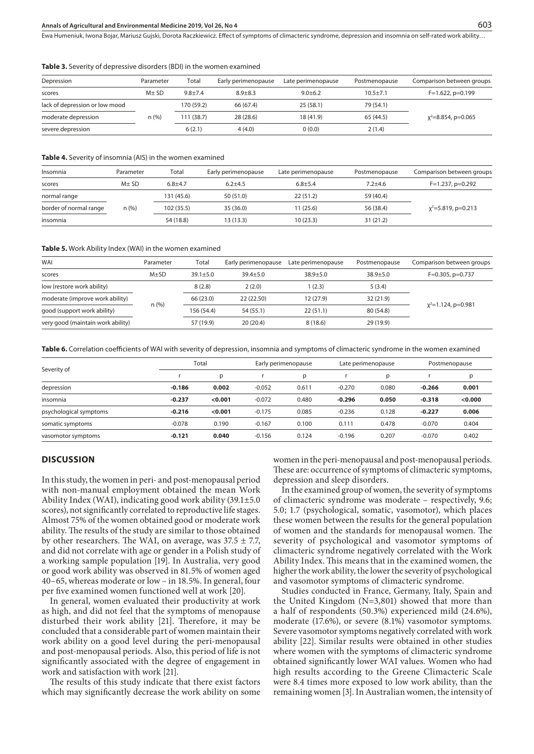**Table 3.** Severity of depressive disorders (BDI) in the women examined

| Depression | Parameter | Total | Early perimenopause | Late perimenopause | Postmenopause | Comparison between groups |
|---|---|---|---|---|---|---|
| scores | M± SD | 9.8±7.4 | 8.9±8.3 | 9.0±6.2 | 10.5±7.1 | F=1.622, p=0.199 |
| lack of depression or low mood | n (%) | 170 (59.2) | 66 (67.4) | 25 (58.1) | 79 (54.1) | $\chi^2$=8.854, p=0.065 |
| moderate depression | | 111 (38.7) | 28 (28.6) | 18 (41.9) | 65 (44.5) | |
| severe depression | | 6 (2.1) | 4 (4.0) | 0 (0.0) | 2 (1.4) | |

**Table 4.** Severity of insomnia (AIS) in the women examined

| Insomnia | Parameter | Total | Early perimenopause | Late perimenopause | Postmenopause | Comparison between groups |
|---|---|---|---|---|---|---|
| scores | M± SD | 6.8±4.7 | 6.2±4.5 | 6.8±5.4 | 7.2±4.6 | F=1.237, p=0.292 |
| normal range | n (%) | 131 (45.6) | 50 (51.0) | 22 (51.2) | 59 (40.4) | $\chi^2$=5.819, p=0.213 |
| border of normal range | | 102 (35.5) | 35 (36.0) | 11 (25.6) | 56 (38.4) | |
| insomnia | | 54 (18.8) | 13 (13.3) | 10 (23.3) | 31 (21.2) | |

**Table 5.** Work Ability Index (WAI) in the women examined

| WAI | Parameter | Total | Early perimenopause | Late perimenopause | Postmenopause | Comparison between groups |
|---|---|---|---|---|---|---|
| scores | M±SD | 39.1±5.0 | 39.4±5.0 | 38.9±5.0 | 38.9±5.0 | F=0.305, p=0.737 |
| low (restore work ability) | n (%) | 8 (2.8) | 2 (2.0) | 1 (2.3) | 5 (3.4) | $\chi^2$=1.124, p=0.981 |
| moderate (improve work ability) | | 66 (23.0) | 22 (22.50) | 12 (27.9) | 32 (21.9) | |
| good (support work ability) | | 156 (54.4) | 54 (55.1) | 22 (51.1) | 80 (54.8) | |
| very good (maintain work ability) | | 57 (19.9) | 20 (20.4) | 8 (18.6) | 29 (19.9) | |

**Table 6.** Correlation coefficients of WAI with severity of depression, insomnia and symptoms of climacteric syndrome in the women examined

| Severity of | Total | | Early perimenopause | | Late perimenopause | | Postmenopause | |
|---|---|---|---|---|---|---|---|---|
| | r | p | r | p | r | p | r | p |
| depression | **-0.186** | **0.002** | -0.052 | 0.611 | -0.270 | 0.080 | **-0.266** | **0.001** |
| insomnia | **-0.237** | **<0.001** | -0.072 | 0.480 | **-0.296** | **0.050** | **-0.318** | **<0.000** |
| psychological symptoms | **-0.216** | **<0.001** | -0.175 | 0.085 | -0.236 | 0.128 | **-0.227** | **0.006** |
| somatic symptoms | -0.078 | 0.190 | -0.167 | 0.100 | 0.111 | 0.478 | -0.070 | 0.404 |
| vasomotor symptoms | **-0.121** | **0.040** | -0.156 | 0.124 | -0.196 | 0.207 | -0.070 | 0.402 |

## DISCUSSION

In this study, the women in peri- and post-menopausal period with non-manual employment obtained the mean Work Ability Index (WAI), indicating good work ability (39.1±5.0 scores), not significantly correlated to reproductive life stages. Almost 75% of the women obtained good or moderate work ability. The results of the study are similar to those obtained by other researchers. The WAI, on average, was 37.5 ± 7.7, and did not correlate with age or gender in a Polish study of a working sample population [19]. In Australia, very good or good work ability was observed in 81.5% of women aged 40–65, whereas moderate or low – in 18.5%. In general, four per five examined women functioned well at work [20].

In general, women evaluated their productivity at work as high, and did not feel that the symptoms of menopause disturbed their work ability [21]. Therefore, it may be concluded that a considerable part of women maintain their work ability on a good level during the peri-menopausal and post-menopausal periods. Also, this period of life is not significantly associated with the degree of engagement in work and satisfaction with work [21].

The results of this study indicate that there exist factors which may significantly decrease the work ability on some women in the peri-menopausal and post-menopausal periods. These are: occurrence of symptoms of climacteric symptoms, depression and sleep disorders.

In the examined group of women, the severity of symptoms of climacteric syndrome was moderate – respectively, 9.6; 5.0; 1.7 (psychological, somatic, vasomotor), which places these women between the results for the general population of women and the standards for menopausal women. The severity of psychological and vasomotor symptoms of climacteric syndrome negatively correlated with the Work Ability Index. This means that in the examined women, the higher the work ability, the lower the severity of psychological and vasomotor symptoms of climacteric syndrome.

Studies conducted in France, Germany, Italy, Spain and the United Kingdom (N=3,801) showed that more than a half of respondents (50.3%) experienced mild (24.6%), moderate (17.6%), or severe (8.1%) vasomotor symptoms. Severe vasomotor symptoms negatively correlated with work ability [22]. Similar results were obtained in other studies where women with the symptoms of climacteric syndrome obtained significantly lower WAI values. Women who had high results according to the Greene Climacteric Scale were 8.4 times more exposed to low work ability, than the remaining women [3]. In Australian women, the intensity of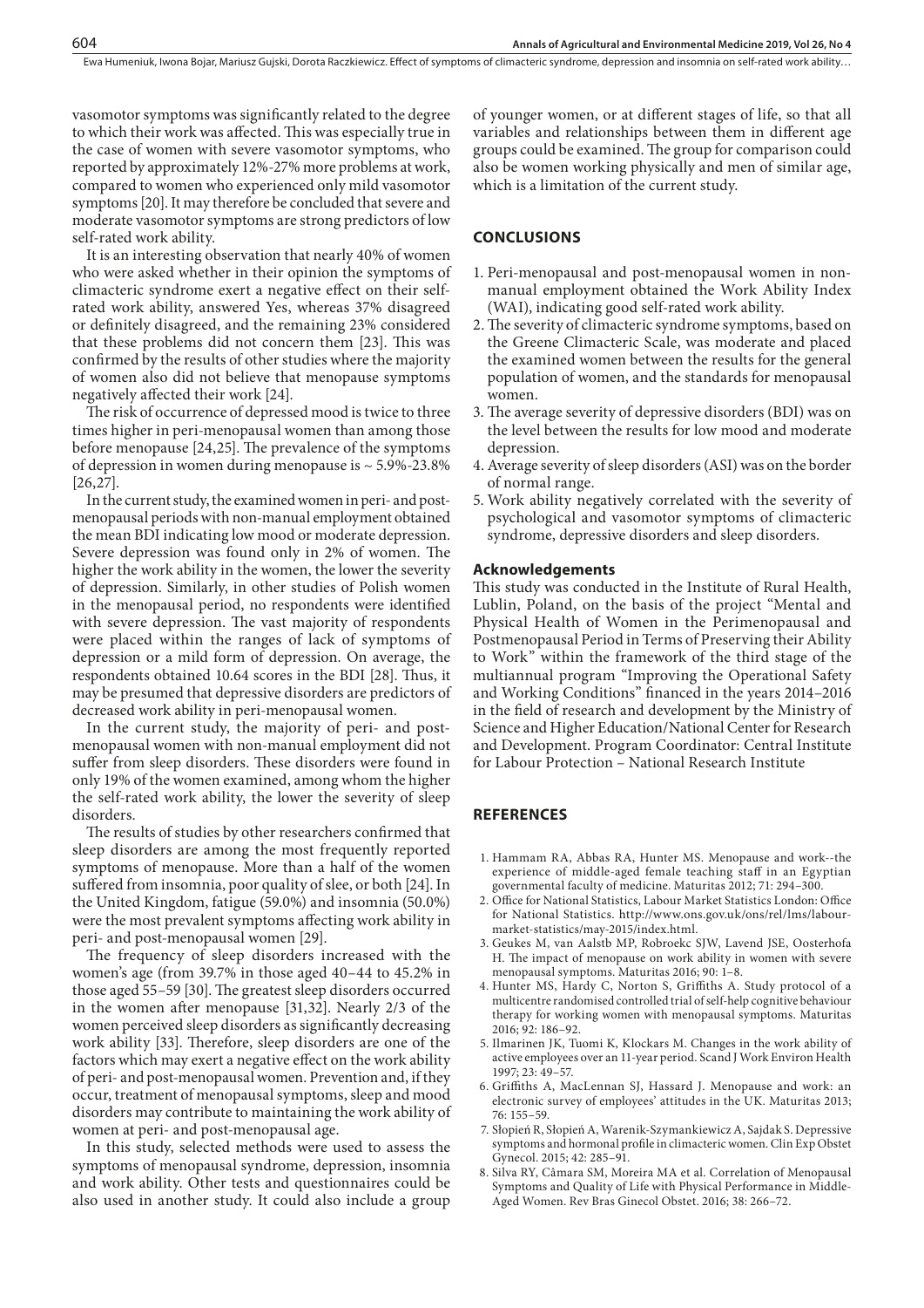vasomotor symptoms was significantly related to the degree to which their work was affected. This was especially true in the case of women with severe vasomotor symptoms, who reported by approximately 12%-27% more problems at work, compared to women who experienced only mild vasomotor symptoms [20]. It may therefore be concluded that severe and moderate vasomotor symptoms are strong predictors of low self-rated work ability.

It is an interesting observation that nearly 40% of women who were asked whether in their opinion the symptoms of climacteric syndrome exert a negative effect on their self-rated work ability, answered Yes, whereas 37% disagreed or definitely disagreed, and the remaining 23% considered that these problems did not concern them [23]. This was confirmed by the results of other studies where the majority of women also did not believe that menopause symptoms negatively affected their work [24].

The risk of occurrence of depressed mood is twice to three times higher in peri-menopausal women than among those before menopause [24,25]. The prevalence of the symptoms of depression in women during menopause is ~ 5.9%-23.8% [26,27].

In the current study, the examined women in peri- and post-menopausal periods with non-manual employment obtained the mean BDI indicating low mood or moderate depression. Severe depression was found only in 2% of women. The higher the work ability in the women, the lower the severity of depression. Similarly, in other studies of Polish women in the menopausal period, no respondents were identified with severe depression. The vast majority of respondents were placed within the ranges of lack of symptoms of depression or a mild form of depression. On average, the respondents obtained 10.64 scores in the BDI [28]. Thus, it may be presumed that depressive disorders are predictors of decreased work ability in peri-menopausal women.

In the current study, the majority of peri- and post-menopausal women with non-manual employment did not suffer from sleep disorders. These disorders were found in only 19% of the women examined, among whom the higher the self-rated work ability, the lower the severity of sleep disorders.

The results of studies by other researchers confirmed that sleep disorders are among the most frequently reported symptoms of menopause. More than a half of the women suffered from insomnia, poor quality of slee, or both [24]. In the United Kingdom, fatigue (59.0%) and insomnia (50.0%) were the most prevalent symptoms affecting work ability in peri- and post-menopausal women [29].

The frequency of sleep disorders increased with the women's age (from 39.7% in those aged 40–44 to 45.2% in those aged 55–59 [30]. The greatest sleep disorders occurred in the women after menopause [31,32]. Nearly 2/3 of the women perceived sleep disorders as significantly decreasing work ability [33]. Therefore, sleep disorders are one of the factors which may exert a negative effect on the work ability of peri- and post-menopausal women. Prevention and, if they occur, treatment of menopausal symptoms, sleep and mood disorders may contribute to maintaining the work ability of women at peri- and post-menopausal age.

In this study, selected methods were used to assess the symptoms of menopausal syndrome, depression, insomnia and work ability. Other tests and questionnaires could be also used in another study. It could also include a group of younger women, or at different stages of life, so that all variables and relationships between them in different age groups could be examined. The group for comparison could also be women working physically and men of similar age, which is a limitation of the current study.

## CONCLUSIONS

1. Peri-menopausal and post-menopausal women in non-manual employment obtained the Work Ability Index (WAI), indicating good self-rated work ability.
2. The severity of climacteric syndrome symptoms, based on the Greene Climacteric Scale, was moderate and placed the examined women between the results for the general population of women, and the standards for menopausal women.
3. The average severity of depressive disorders (BDI) was on the level between the results for low mood and moderate depression.
4. Average severity of sleep disorders (ASI) was on the border of normal range.
5. Work ability negatively correlated with the severity of psychological and vasomotor symptoms of climacteric syndrome, depressive disorders and sleep disorders.

### Acknowledgements

This study was conducted in the Institute of Rural Health, Lublin, Poland, on the basis of the project "Mental and Physical Health of Women in the Perimenopausal and Postmenopausal Period in Terms of Preserving their Ability to Work" within the framework of the third stage of the multiannual program "Improving the Operational Safety and Working Conditions" financed in the years 2014–2016 in the field of research and development by the Ministry of Science and Higher Education/National Center for Research and Development. Program Coordinator: Central Institute for Labour Protection – National Research Institute

## REFERENCES

1. Hammam RA, Abbas RA, Hunter MS. Menopause and work--the experience of middle-aged female teaching staff in an Egyptian governmental faculty of medicine. Maturitas 2012; 71: 294–300.
2. Office for National Statistics, Labour Market Statistics London: Office for National Statistics. http://www.ons.gov.uk/ons/rel/lms/labour-market-statistics/may-2015/index.html.
3. Geukes M, van Aalstb MP, Robroekc SJW, Lavend JSE, Oosterhofa H. The impact of menopause on work ability in women with severe menopausal symptoms. Maturitas 2016; 90: 1–8.
4. Hunter MS, Hardy C, Norton S, Griffiths A. Study protocol of a multicentre randomised controlled trial of self-help cognitive behaviour therapy for working women with menopausal symptoms. Maturitas 2016; 92: 186–92.
5. Ilmarinen JK, Tuomi K, Klockars M. Changes in the work ability of active employees over an 11-year period. Scand J Work Environ Health 1997; 23: 49–57.
6. Griffiths A, MacLennan SJ, Hassard J. Menopause and work: an electronic survey of employees' attitudes in the UK. Maturitas 2013; 76: 155–59.
7. Słopień R, Słopień A, Warenik-Szymankiewicz A, Sajdak S. Depressive symptoms and hormonal profile in climacteric women. Clin Exp Obstet Gynecol. 2015; 42: 285–91.
8. Silva RY, Câmara SM, Moreira MA et al. Correlation of Menopausal Symptoms and Quality of Life with Physical Performance in Middle-Aged Women. Rev Bras Ginecol Obstet. 2016; 38: 266–72.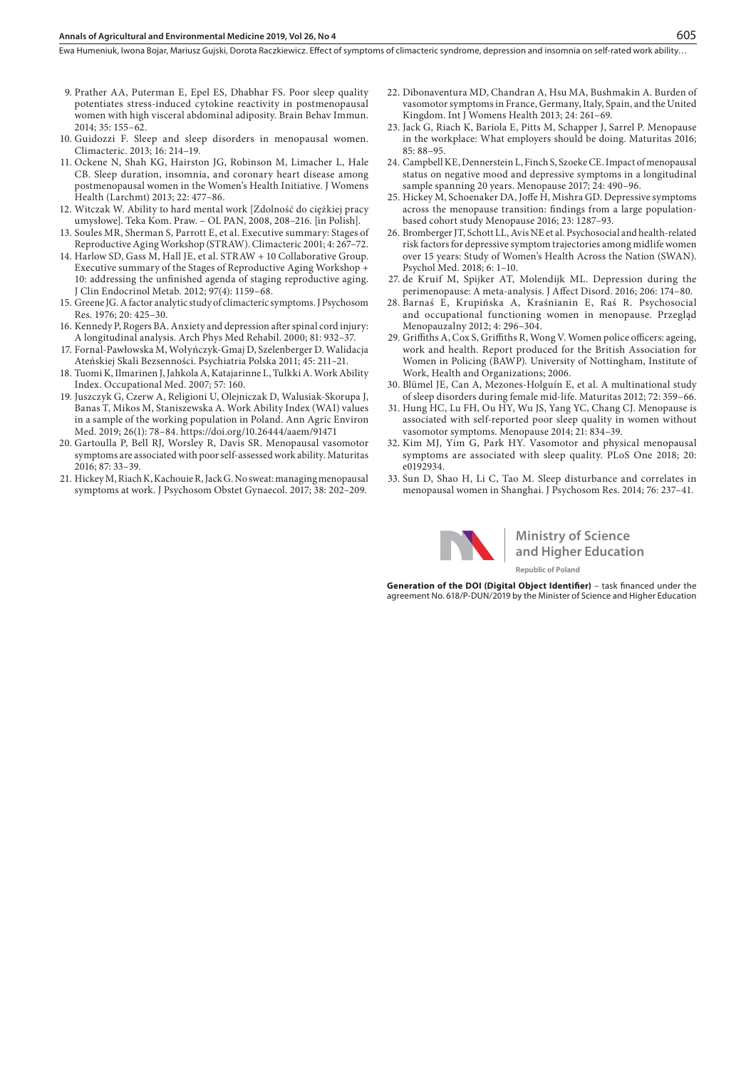9. Prather AA, Puterman E, Epel ES, Dhabhar FS. Poor sleep quality potentiates stress-induced cytokine reactivity in postmenopausal women with high visceral abdominal adiposity. Brain Behav Immun. 2014; 35: 155–62.
10. Guidozzi F. Sleep and sleep disorders in menopausal women. Climacteric. 2013; 16: 214–19.
11. Ockene N, Shah KG, Hairston JG, Robinson M, Limacher L, Hale CB. Sleep duration, insomnia, and coronary heart disease among postmenopausal women in the Women's Health Initiative. J Womens Health (Larchmt) 2013; 22: 477–86.
12. Witczak W. Ability to hard mental work [Zdolność do ciężkiej pracy umysłowe]. Teka Kom. Praw. – OL PAN, 2008, 208–216. [in Polish].
13. Soules MR, Sherman S, Parrott E, et al. Executive summary: Stages of Reproductive Aging Workshop (STRAW). Climacteric 2001; 4: 267–72.
14. Harlow SD, Gass M, Hall JE, et al. STRAW + 10 Collaborative Group. Executive summary of the Stages of Reproductive Aging Workshop + 10: addressing the unfinished agenda of staging reproductive aging. J Clin Endocrinol Metab. 2012; 97(4): 1159–68.
15. Greene JG. A factor analytic study of climacteric symptoms. J Psychosom Res. 1976; 20: 425–30.
16. Kennedy P, Rogers BA. Anxiety and depression after spinal cord injury: A longitudinal analysis. Arch Phys Med Rehabil. 2000; 81: 932–37.
17. Fornal-Pawłowska M, Wołyńczyk-Gmaj D, Szelenberger D. Walidacja Ateńskiej Skali Bezsenności. Psychiatria Polska 2011; 45: 211–21.
18. Tuomi K, Ilmarinen J, Jahkola A, Katajarinne L, Tulkki A. Work Ability Index. Occupational Med. 2007; 57: 160.
19. Juszczyk G, Czerw A, Religioni U, Olejniczak D, Walusiak-Skorupa J, Banas T, Mikos M, Staniszewska A. Work Ability Index (WAI) values in a sample of the working population in Poland. Ann Agric Environ Med. 2019; 26(1): 78–84. https://doi.org/10.26444/aaem/91471
20. Gartoulla P, Bell RJ, Worsley R, Davis SR. Menopausal vasomotor symptoms are associated with poor self-assessed work ability. Maturitas 2016; 87: 33–39.
21. Hickey M, Riach K, Kachouie R, Jack G. No sweat: managing menopausal symptoms at work. J Psychosom Obstet Gynaecol. 2017; 38: 202–209.
22. Dibonaventura MD, Chandran A, Hsu MA, Bushmakin A. Burden of vasomotor symptoms in France, Germany, Italy, Spain, and the United Kingdom. Int J Womens Health 2013; 24: 261–69.
23. Jack G, Riach K, Bariola E, Pitts M, Schapper J, Sarrel P. Menopause in the workplace: What employers should be doing. Maturitas 2016; 85: 88–95.
24. Campbell KE, Dennerstein L, Finch S, Szoeke CE. Impact of menopausal status on negative mood and depressive symptoms in a longitudinal sample spanning 20 years. Menopause 2017; 24: 490–96.
25. Hickey M, Schoenaker DA, Joffe H, Mishra GD. Depressive symptoms across the menopause transition: findings from a large population-based cohort study Menopause 2016; 23: 1287–93.
26. Bromberger JT, Schott LL, Avis NE et al. Psychosocial and health-related risk factors for depressive symptom trajectories among midlife women over 15 years: Study of Women's Health Across the Nation (SWAN). Psychol Med. 2018; 6: 1–10.
27. de Kruif M, Spijker AT, Molendijk ML. Depression during the perimenopause: A meta-analysis. J Affect Disord. 2016; 206: 174–80.
28. Barnaś E, Krupińska A, Kraśnianin E, Raś R. Psychosocial and occupational functioning women in menopause. Przegląd Menopauzalny 2012; 4: 296–304.
29. Griffiths A, Cox S, Griffiths R, Wong V. Women police officers: ageing, work and health. Report produced for the British Association for Women in Policing (BAWP). University of Nottingham, Institute of Work, Health and Organizations; 2006.
30. Blümel JE, Can A, Mezones-Holguín E, et al. A multinational study of sleep disorders during female mid-life. Maturitas 2012; 72: 359–66.
31. Hung HC, Lu FH, Ou HY, Wu JS, Yang YC, Chang CJ. Menopause is associated with self-reported poor sleep quality in women without vasomotor symptoms. Menopause 2014; 21: 834–39.
32. Kim MJ, Yim G, Park HY. Vasomotor and physical menopausal symptoms are associated with sleep quality. PLoS One 2018; 20: e0192934.
33. Sun D, Shao H, Li C, Tao M. Sleep disturbance and correlates in menopausal women in Shanghai. J Psychosom Res. 2014; 76: 237–41.

Ministry of Science and Higher Education

Republic of Poland

**Generation of the DOI (Digital Object Identifier)** – task financed under the agreement No. 618/P-DUN/2019 by the Minister of Science and Higher Education